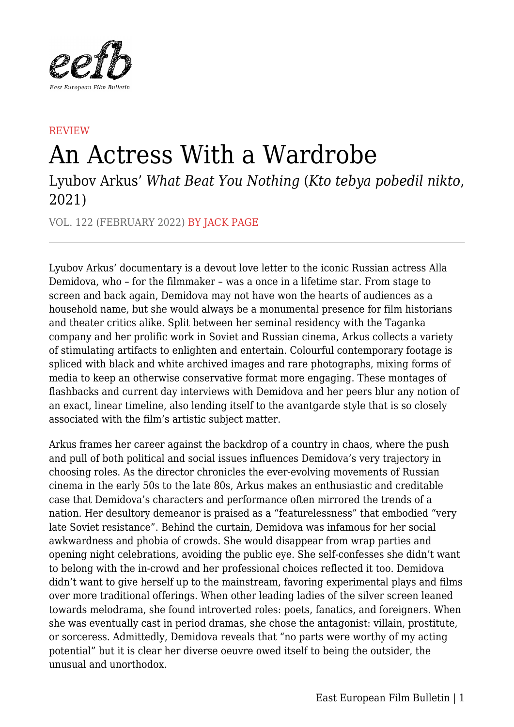REVIEW

# An Actress With a Wardrobe

## Lyubov Arkus' *What Beat You Nothing* (*Kto tebya pobedil nikto*, 2021)

VOL. 122 (FEBRUARY 2022) BY JACK PAGE

---

Lyubov Arkus' documentary is a devout love letter to the iconic Russian actress Alla Demidova, who – for the filmmaker – was a once in a lifetime star. From stage to screen and back again, Demidova may not have won the hearts of audiences as a household name, but she would always be a monumental presence for film historians and theater critics alike. Split between her seminal residency with the Taganka company and her prolific work in Soviet and Russian cinema, Arkus collects a variety of stimulating artifacts to enlighten and entertain. Colourful contemporary footage is spliced with black and white archived images and rare photographs, mixing forms of media to keep an otherwise conservative format more engaging. These montages of flashbacks and current day interviews with Demidova and her peers blur any notion of an exact, linear timeline, also lending itself to the avantgarde style that is so closely associated with the film's artistic subject matter.

Arkus frames her career against the backdrop of a country in chaos, where the push and pull of both political and social issues influences Demidova's very trajectory in choosing roles. As the director chronicles the ever-evolving movements of Russian cinema in the early 50s to the late 80s, Arkus makes an enthusiastic and creditable case that Demidova's characters and performance often mirrored the trends of a nation. Her desultory demeanor is praised as a "featurelessness" that embodied "very late Soviet resistance". Behind the curtain, Demidova was infamous for her social awkwardness and phobia of crowds. She would disappear from wrap parties and opening night celebrations, avoiding the public eye. She self-confesses she didn't want to belong with the in-crowd and her professional choices reflected it too. Demidova didn't want to give herself up to the mainstream, favoring experimental plays and films over more traditional offerings. When other leading ladies of the silver screen leaned towards melodrama, she found introverted roles: poets, fanatics, and foreigners. When she was eventually cast in period dramas, she chose the antagonist: villain, prostitute, or sorceress. Admittedly, Demidova reveals that "no parts were worthy of my acting potential" but it is clear her diverse oeuvre owed itself to being the outsider, the unusual and unorthodox.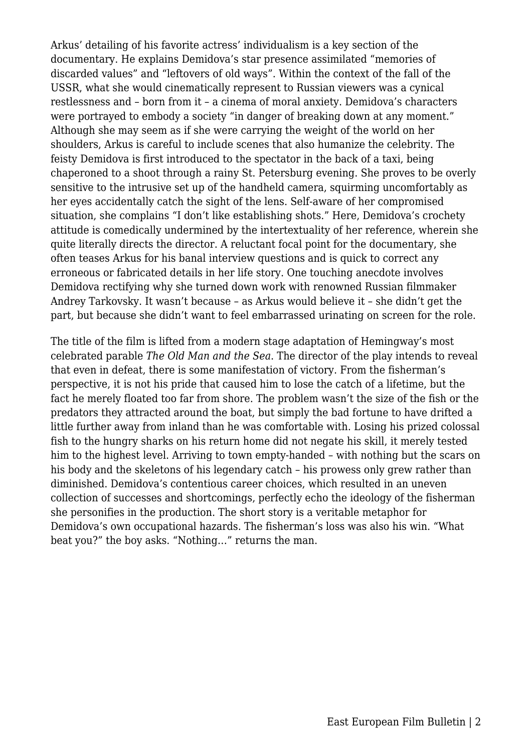Arkus' detailing of his favorite actress' individualism is a key section of the documentary. He explains Demidova's star presence assimilated "memories of discarded values" and "leftovers of old ways". Within the context of the fall of the USSR, what she would cinematically represent to Russian viewers was a cynical restlessness and – born from it – a cinema of moral anxiety. Demidova's characters were portrayed to embody a society "in danger of breaking down at any moment." Although she may seem as if she were carrying the weight of the world on her shoulders, Arkus is careful to include scenes that also humanize the celebrity. The feisty Demidova is first introduced to the spectator in the back of a taxi, being chaperoned to a shoot through a rainy St. Petersburg evening. She proves to be overly sensitive to the intrusive set up of the handheld camera, squirming uncomfortably as her eyes accidentally catch the sight of the lens. Self-aware of her compromised situation, she complains "I don't like establishing shots." Here, Demidova's crochety attitude is comedically undermined by the intertextuality of her reference, wherein she quite literally directs the director. A reluctant focal point for the documentary, she often teases Arkus for his banal interview questions and is quick to correct any erroneous or fabricated details in her life story. One touching anecdote involves Demidova rectifying why she turned down work with renowned Russian filmmaker Andrey Tarkovsky. It wasn't because – as Arkus would believe it – she didn't get the part, but because she didn't want to feel embarrassed urinating on screen for the role.

The title of the film is lifted from a modern stage adaptation of Hemingway's most celebrated parable *The Old Man and the Sea*. The director of the play intends to reveal that even in defeat, there is some manifestation of victory. From the fisherman's perspective, it is not his pride that caused him to lose the catch of a lifetime, but the fact he merely floated too far from shore. The problem wasn't the size of the fish or the predators they attracted around the boat, but simply the bad fortune to have drifted a little further away from inland than he was comfortable with. Losing his prized colossal fish to the hungry sharks on his return home did not negate his skill, it merely tested him to the highest level. Arriving to town empty-handed – with nothing but the scars on his body and the skeletons of his legendary catch – his prowess only grew rather than diminished. Demidova's contentious career choices, which resulted in an uneven collection of successes and shortcomings, perfectly echo the ideology of the fisherman she personifies in the production. The short story is a veritable metaphor for Demidova's own occupational hazards. The fisherman's loss was also his win. "What beat you?" the boy asks. "Nothing…" returns the man.